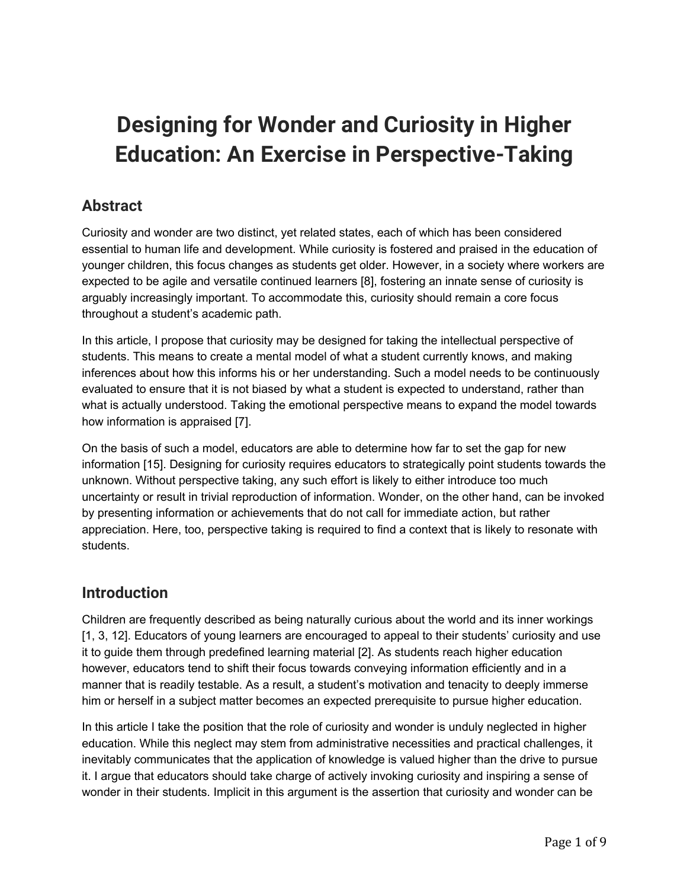# Designing for Wonder and Curiosity in Higher Education: An Exercise in Perspective-Taking

## Abstract

Curiosity and wonder are two distinct, yet related states, each of which has been considered essential to human life and development. While curiosity is fostered and praised in the education of younger children, this focus changes as students get older. However, in a society where workers are expected to be agile and versatile continued learners [8], fostering an innate sense of curiosity is arguably increasingly important. To accommodate this, curiosity should remain a core focus throughout a student's academic path.

In this article, I propose that curiosity may be designed for taking the intellectual perspective of students. This means to create a mental model of what a student currently knows, and making inferences about how this informs his or her understanding. Such a model needs to be continuously evaluated to ensure that it is not biased by what a student is expected to understand, rather than what is actually understood. Taking the emotional perspective means to expand the model towards how information is appraised [7].

On the basis of such a model, educators are able to determine how far to set the gap for new information [15]. Designing for curiosity requires educators to strategically point students towards the unknown. Without perspective taking, any such effort is likely to either introduce too much uncertainty or result in trivial reproduction of information. Wonder, on the other hand, can be invoked by presenting information or achievements that do not call for immediate action, but rather appreciation. Here, too, perspective taking is required to find a context that is likely to resonate with students.

## Introduction

Children are frequently described as being naturally curious about the world and its inner workings [1, 3, 12]. Educators of young learners are encouraged to appeal to their students' curiosity and use it to guide them through predefined learning material [2]. As students reach higher education however, educators tend to shift their focus towards conveying information efficiently and in a manner that is readily testable. As a result, a student's motivation and tenacity to deeply immerse him or herself in a subject matter becomes an expected prerequisite to pursue higher education.

In this article I take the position that the role of curiosity and wonder is unduly neglected in higher education. While this neglect may stem from administrative necessities and practical challenges, it inevitably communicates that the application of knowledge is valued higher than the drive to pursue it. I argue that educators should take charge of actively invoking curiosity and inspiring a sense of wonder in their students. Implicit in this argument is the assertion that curiosity and wonder can be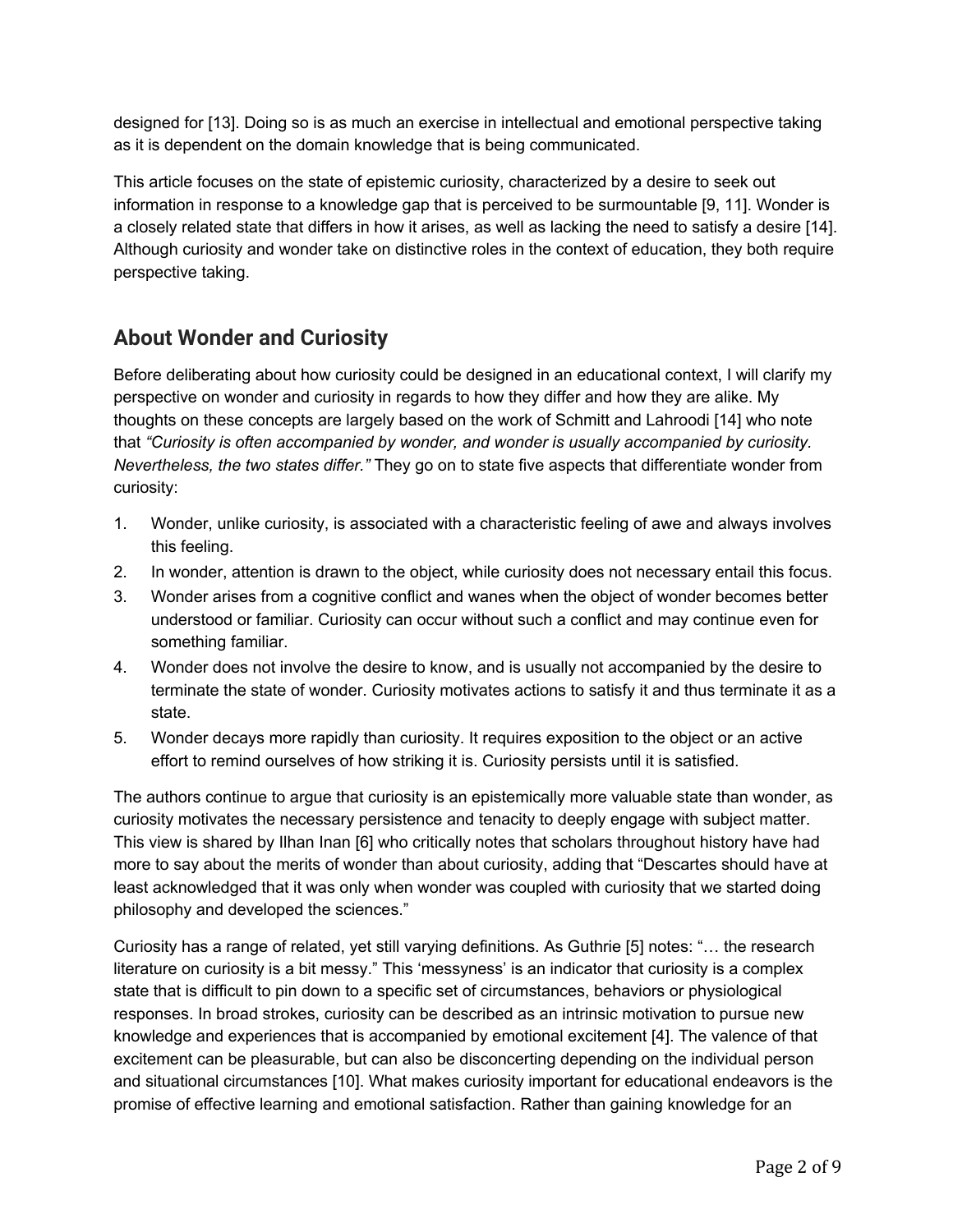designed for [13]. Doing so is as much an exercise in intellectual and emotional perspective taking as it is dependent on the domain knowledge that is being communicated.

This article focuses on the state of epistemic curiosity, characterized by a desire to seek out information in response to a knowledge gap that is perceived to be surmountable [9, 11]. Wonder is a closely related state that differs in how it arises, as well as lacking the need to satisfy a desire [14]. Although curiosity and wonder take on distinctive roles in the context of education, they both require perspective taking.

## About Wonder and Curiosity

Before deliberating about how curiosity could be designed in an educational context, I will clarify my perspective on wonder and curiosity in regards to how they differ and how they are alike. My thoughts on these concepts are largely based on the work of Schmitt and Lahroodi [14] who note that *"Curiosity is often accompanied by wonder, and wonder is usually accompanied by curiosity. Nevertheless, the two states differ."* They go on to state five aspects that differentiate wonder from curiosity:

1. Wonder, unlike curiosity, is associated with a characteristic feeling of awe and always involves this feeling.
2. In wonder, attention is drawn to the object, while curiosity does not necessary entail this focus.
3. Wonder arises from a cognitive conflict and wanes when the object of wonder becomes better understood or familiar. Curiosity can occur without such a conflict and may continue even for something familiar.
4. Wonder does not involve the desire to know, and is usually not accompanied by the desire to terminate the state of wonder. Curiosity motivates actions to satisfy it and thus terminate it as a state.
5. Wonder decays more rapidly than curiosity. It requires exposition to the object or an active effort to remind ourselves of how striking it is. Curiosity persists until it is satisfied.

The authors continue to argue that curiosity is an epistemically more valuable state than wonder, as curiosity motivates the necessary persistence and tenacity to deeply engage with subject matter. This view is shared by Ilhan Inan [6] who critically notes that scholars throughout history have had more to say about the merits of wonder than about curiosity, adding that "Descartes should have at least acknowledged that it was only when wonder was coupled with curiosity that we started doing philosophy and developed the sciences."

Curiosity has a range of related, yet still varying definitions. As Guthrie [5] notes: "… the research literature on curiosity is a bit messy." This 'messyness' is an indicator that curiosity is a complex state that is difficult to pin down to a specific set of circumstances, behaviors or physiological responses. In broad strokes, curiosity can be described as an intrinsic motivation to pursue new knowledge and experiences that is accompanied by emotional excitement [4]. The valence of that excitement can be pleasurable, but can also be disconcerting depending on the individual person and situational circumstances [10]. What makes curiosity important for educational endeavors is the promise of effective learning and emotional satisfaction. Rather than gaining knowledge for an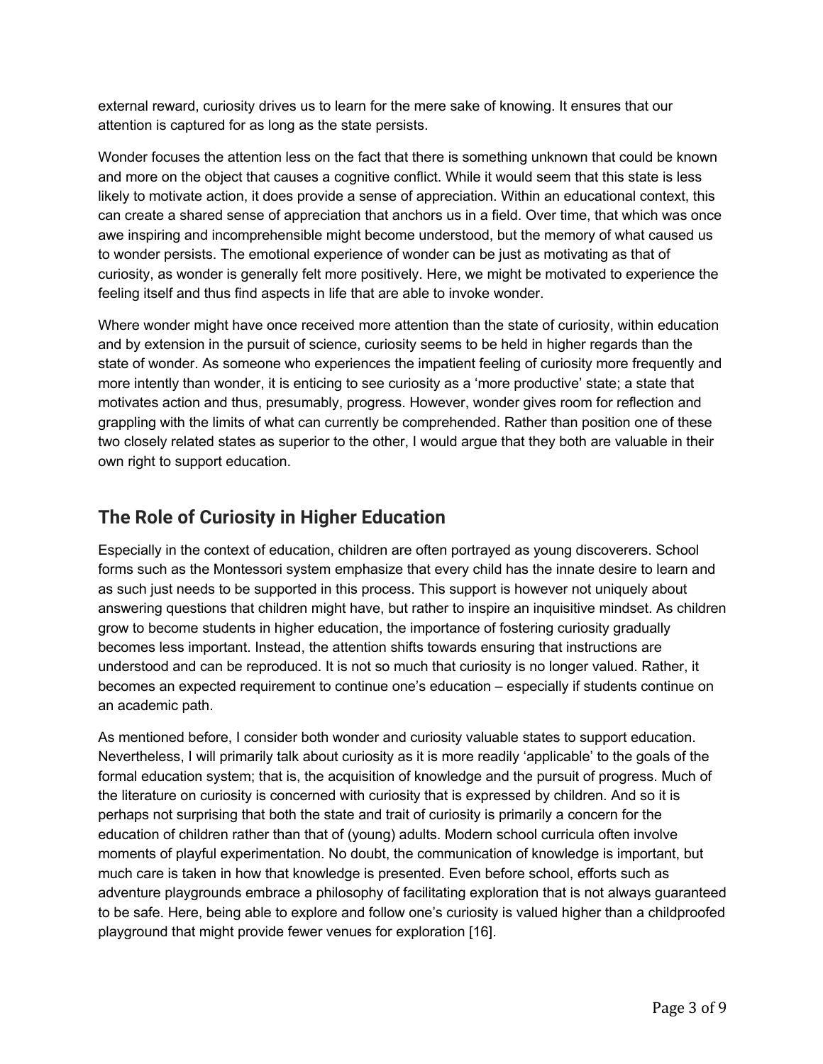external reward, curiosity drives us to learn for the mere sake of knowing. It ensures that our attention is captured for as long as the state persists.

Wonder focuses the attention less on the fact that there is something unknown that could be known and more on the object that causes a cognitive conflict. While it would seem that this state is less likely to motivate action, it does provide a sense of appreciation. Within an educational context, this can create a shared sense of appreciation that anchors us in a field. Over time, that which was once awe inspiring and incomprehensible might become understood, but the memory of what caused us to wonder persists. The emotional experience of wonder can be just as motivating as that of curiosity, as wonder is generally felt more positively. Here, we might be motivated to experience the feeling itself and thus find aspects in life that are able to invoke wonder.

Where wonder might have once received more attention than the state of curiosity, within education and by extension in the pursuit of science, curiosity seems to be held in higher regards than the state of wonder. As someone who experiences the impatient feeling of curiosity more frequently and more intently than wonder, it is enticing to see curiosity as a 'more productive' state; a state that motivates action and thus, presumably, progress. However, wonder gives room for reflection and grappling with the limits of what can currently be comprehended. Rather than position one of these two closely related states as superior to the other, I would argue that they both are valuable in their own right to support education.

## The Role of Curiosity in Higher Education

Especially in the context of education, children are often portrayed as young discoverers. School forms such as the Montessori system emphasize that every child has the innate desire to learn and as such just needs to be supported in this process. This support is however not uniquely about answering questions that children might have, but rather to inspire an inquisitive mindset. As children grow to become students in higher education, the importance of fostering curiosity gradually becomes less important. Instead, the attention shifts towards ensuring that instructions are understood and can be reproduced. It is not so much that curiosity is no longer valued. Rather, it becomes an expected requirement to continue one's education – especially if students continue on an academic path.

As mentioned before, I consider both wonder and curiosity valuable states to support education. Nevertheless, I will primarily talk about curiosity as it is more readily 'applicable' to the goals of the formal education system; that is, the acquisition of knowledge and the pursuit of progress. Much of the literature on curiosity is concerned with curiosity that is expressed by children. And so it is perhaps not surprising that both the state and trait of curiosity is primarily a concern for the education of children rather than that of (young) adults. Modern school curricula often involve moments of playful experimentation. No doubt, the communication of knowledge is important, but much care is taken in how that knowledge is presented. Even before school, efforts such as adventure playgrounds embrace a philosophy of facilitating exploration that is not always guaranteed to be safe. Here, being able to explore and follow one's curiosity is valued higher than a childproofed playground that might provide fewer venues for exploration [16].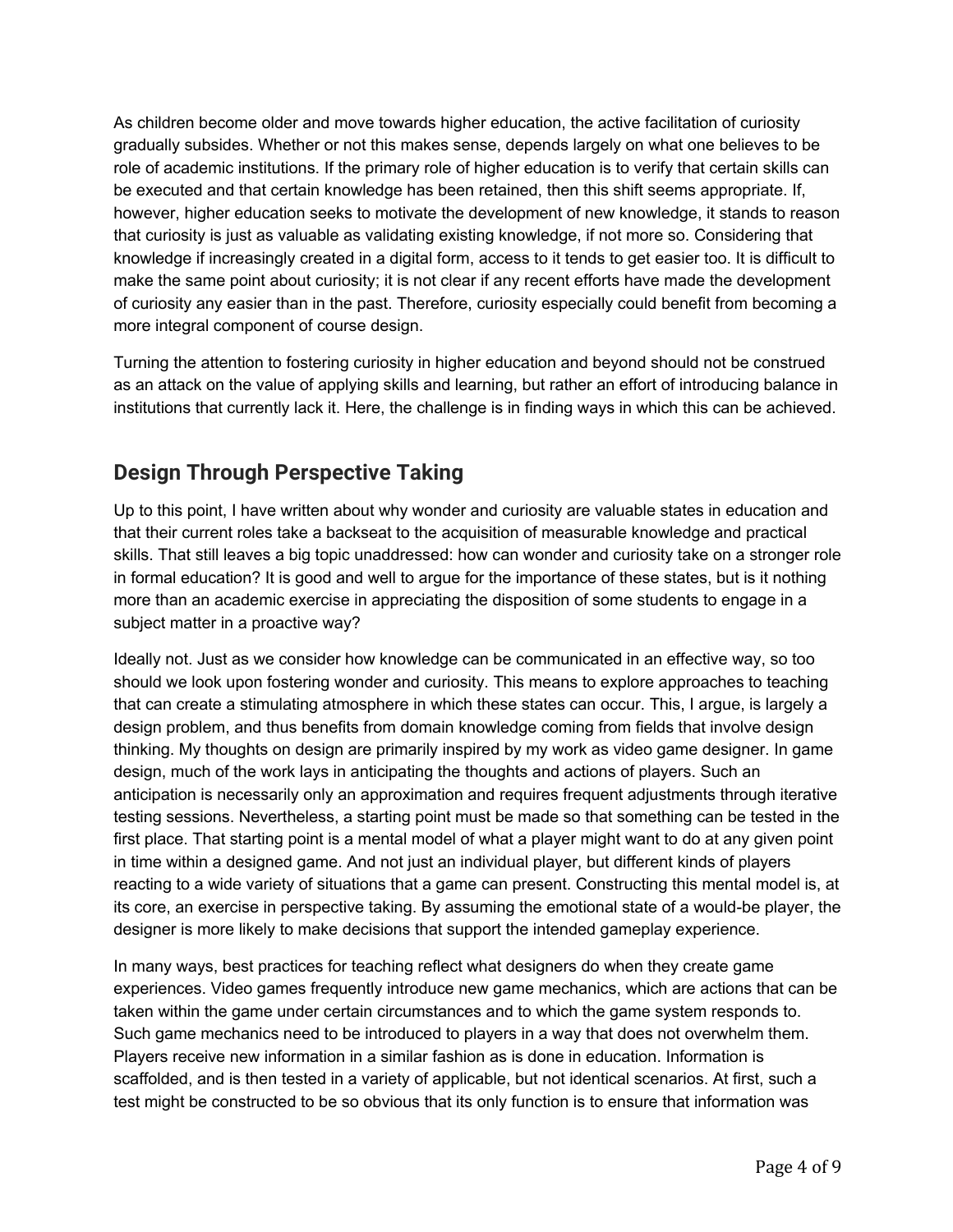As children become older and move towards higher education, the active facilitation of curiosity gradually subsides. Whether or not this makes sense, depends largely on what one believes to be role of academic institutions. If the primary role of higher education is to verify that certain skills can be executed and that certain knowledge has been retained, then this shift seems appropriate. If, however, higher education seeks to motivate the development of new knowledge, it stands to reason that curiosity is just as valuable as validating existing knowledge, if not more so. Considering that knowledge if increasingly created in a digital form, access to it tends to get easier too. It is difficult to make the same point about curiosity; it is not clear if any recent efforts have made the development of curiosity any easier than in the past. Therefore, curiosity especially could benefit from becoming a more integral component of course design.

Turning the attention to fostering curiosity in higher education and beyond should not be construed as an attack on the value of applying skills and learning, but rather an effort of introducing balance in institutions that currently lack it. Here, the challenge is in finding ways in which this can be achieved.

## Design Through Perspective Taking

Up to this point, I have written about why wonder and curiosity are valuable states in education and that their current roles take a backseat to the acquisition of measurable knowledge and practical skills. That still leaves a big topic unaddressed: how can wonder and curiosity take on a stronger role in formal education? It is good and well to argue for the importance of these states, but is it nothing more than an academic exercise in appreciating the disposition of some students to engage in a subject matter in a proactive way?

Ideally not. Just as we consider how knowledge can be communicated in an effective way, so too should we look upon fostering wonder and curiosity. This means to explore approaches to teaching that can create a stimulating atmosphere in which these states can occur. This, I argue, is largely a design problem, and thus benefits from domain knowledge coming from fields that involve design thinking. My thoughts on design are primarily inspired by my work as video game designer. In game design, much of the work lays in anticipating the thoughts and actions of players. Such an anticipation is necessarily only an approximation and requires frequent adjustments through iterative testing sessions. Nevertheless, a starting point must be made so that something can be tested in the first place. That starting point is a mental model of what a player might want to do at any given point in time within a designed game. And not just an individual player, but different kinds of players reacting to a wide variety of situations that a game can present. Constructing this mental model is, at its core, an exercise in perspective taking. By assuming the emotional state of a would-be player, the designer is more likely to make decisions that support the intended gameplay experience.

In many ways, best practices for teaching reflect what designers do when they create game experiences. Video games frequently introduce new game mechanics, which are actions that can be taken within the game under certain circumstances and to which the game system responds to. Such game mechanics need to be introduced to players in a way that does not overwhelm them. Players receive new information in a similar fashion as is done in education. Information is scaffolded, and is then tested in a variety of applicable, but not identical scenarios. At first, such a test might be constructed to be so obvious that its only function is to ensure that information was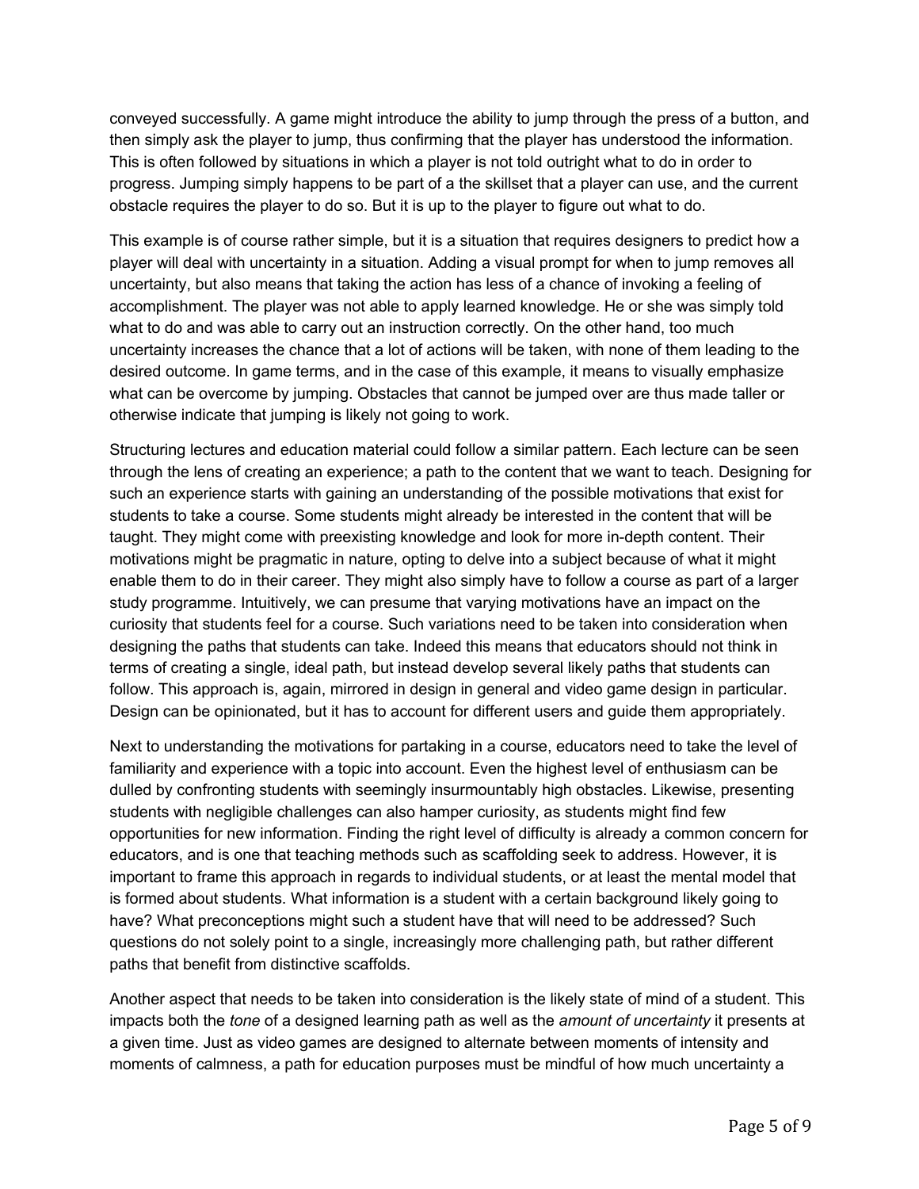conveyed successfully. A game might introduce the ability to jump through the press of a button, and then simply ask the player to jump, thus confirming that the player has understood the information. This is often followed by situations in which a player is not told outright what to do in order to progress. Jumping simply happens to be part of a the skillset that a player can use, and the current obstacle requires the player to do so. But it is up to the player to figure out what to do.

This example is of course rather simple, but it is a situation that requires designers to predict how a player will deal with uncertainty in a situation. Adding a visual prompt for when to jump removes all uncertainty, but also means that taking the action has less of a chance of invoking a feeling of accomplishment. The player was not able to apply learned knowledge. He or she was simply told what to do and was able to carry out an instruction correctly. On the other hand, too much uncertainty increases the chance that a lot of actions will be taken, with none of them leading to the desired outcome. In game terms, and in the case of this example, it means to visually emphasize what can be overcome by jumping. Obstacles that cannot be jumped over are thus made taller or otherwise indicate that jumping is likely not going to work.

Structuring lectures and education material could follow a similar pattern. Each lecture can be seen through the lens of creating an experience; a path to the content that we want to teach. Designing for such an experience starts with gaining an understanding of the possible motivations that exist for students to take a course. Some students might already be interested in the content that will be taught. They might come with preexisting knowledge and look for more in-depth content. Their motivations might be pragmatic in nature, opting to delve into a subject because of what it might enable them to do in their career. They might also simply have to follow a course as part of a larger study programme. Intuitively, we can presume that varying motivations have an impact on the curiosity that students feel for a course. Such variations need to be taken into consideration when designing the paths that students can take. Indeed this means that educators should not think in terms of creating a single, ideal path, but instead develop several likely paths that students can follow. This approach is, again, mirrored in design in general and video game design in particular. Design can be opinionated, but it has to account for different users and guide them appropriately.

Next to understanding the motivations for partaking in a course, educators need to take the level of familiarity and experience with a topic into account. Even the highest level of enthusiasm can be dulled by confronting students with seemingly insurmountably high obstacles. Likewise, presenting students with negligible challenges can also hamper curiosity, as students might find few opportunities for new information. Finding the right level of difficulty is already a common concern for educators, and is one that teaching methods such as scaffolding seek to address. However, it is important to frame this approach in regards to individual students, or at least the mental model that is formed about students. What information is a student with a certain background likely going to have? What preconceptions might such a student have that will need to be addressed? Such questions do not solely point to a single, increasingly more challenging path, but rather different paths that benefit from distinctive scaffolds.

Another aspect that needs to be taken into consideration is the likely state of mind of a student. This impacts both the *tone* of a designed learning path as well as the *amount of uncertainty* it presents at a given time. Just as video games are designed to alternate between moments of intensity and moments of calmness, a path for education purposes must be mindful of how much uncertainty a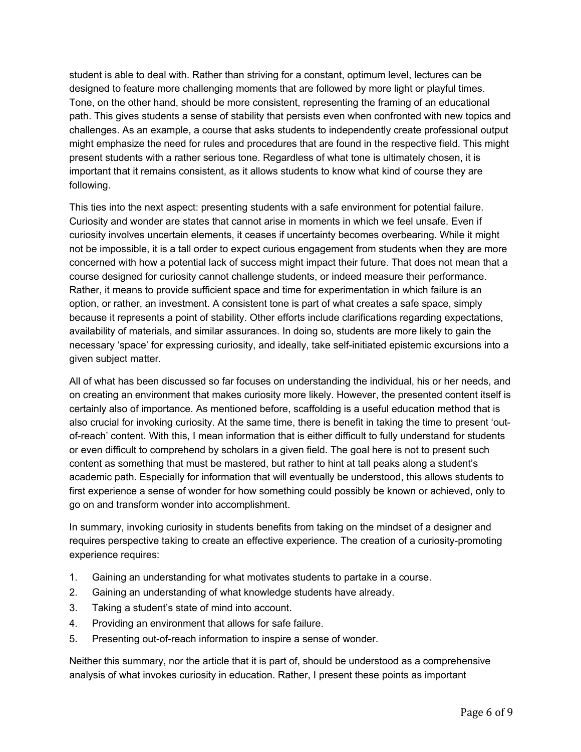student is able to deal with. Rather than striving for a constant, optimum level, lectures can be designed to feature more challenging moments that are followed by more light or playful times. Tone, on the other hand, should be more consistent, representing the framing of an educational path. This gives students a sense of stability that persists even when confronted with new topics and challenges. As an example, a course that asks students to independently create professional output might emphasize the need for rules and procedures that are found in the respective field. This might present students with a rather serious tone. Regardless of what tone is ultimately chosen, it is important that it remains consistent, as it allows students to know what kind of course they are following.

This ties into the next aspect: presenting students with a safe environment for potential failure. Curiosity and wonder are states that cannot arise in moments in which we feel unsafe. Even if curiosity involves uncertain elements, it ceases if uncertainty becomes overbearing. While it might not be impossible, it is a tall order to expect curious engagement from students when they are more concerned with how a potential lack of success might impact their future. That does not mean that a course designed for curiosity cannot challenge students, or indeed measure their performance. Rather, it means to provide sufficient space and time for experimentation in which failure is an option, or rather, an investment. A consistent tone is part of what creates a safe space, simply because it represents a point of stability. Other efforts include clarifications regarding expectations, availability of materials, and similar assurances. In doing so, students are more likely to gain the necessary 'space' for expressing curiosity, and ideally, take self-initiated epistemic excursions into a given subject matter.

All of what has been discussed so far focuses on understanding the individual, his or her needs, and on creating an environment that makes curiosity more likely. However, the presented content itself is certainly also of importance. As mentioned before, scaffolding is a useful education method that is also crucial for invoking curiosity. At the same time, there is benefit in taking the time to present 'out-of-reach' content. With this, I mean information that is either difficult to fully understand for students or even difficult to comprehend by scholars in a given field. The goal here is not to present such content as something that must be mastered, but rather to hint at tall peaks along a student's academic path. Especially for information that will eventually be understood, this allows students to first experience a sense of wonder for how something could possibly be known or achieved, only to go on and transform wonder into accomplishment.

In summary, invoking curiosity in students benefits from taking on the mindset of a designer and requires perspective taking to create an effective experience. The creation of a curiosity-promoting experience requires:

1. Gaining an understanding for what motivates students to partake in a course.
2. Gaining an understanding of what knowledge students have already.
3. Taking a student's state of mind into account.
4. Providing an environment that allows for safe failure.
5. Presenting out-of-reach information to inspire a sense of wonder.

Neither this summary, nor the article that it is part of, should be understood as a comprehensive analysis of what invokes curiosity in education. Rather, I present these points as important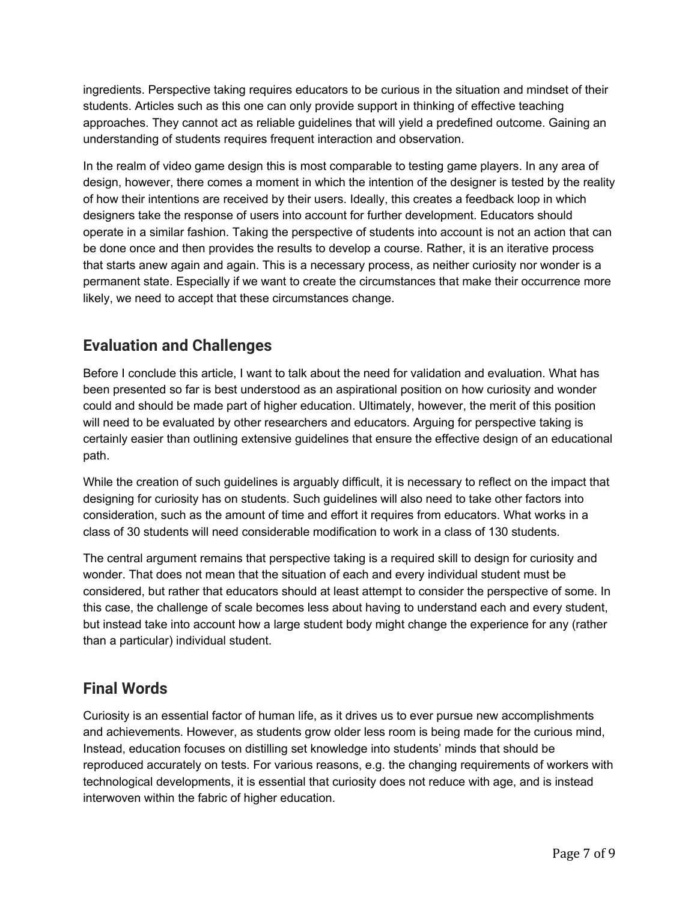ingredients. Perspective taking requires educators to be curious in the situation and mindset of their students. Articles such as this one can only provide support in thinking of effective teaching approaches. They cannot act as reliable guidelines that will yield a predefined outcome. Gaining an understanding of students requires frequent interaction and observation.

In the realm of video game design this is most comparable to testing game players. In any area of design, however, there comes a moment in which the intention of the designer is tested by the reality of how their intentions are received by their users. Ideally, this creates a feedback loop in which designers take the response of users into account for further development. Educators should operate in a similar fashion. Taking the perspective of students into account is not an action that can be done once and then provides the results to develop a course. Rather, it is an iterative process that starts anew again and again. This is a necessary process, as neither curiosity nor wonder is a permanent state. Especially if we want to create the circumstances that make their occurrence more likely, we need to accept that these circumstances change.

## Evaluation and Challenges

Before I conclude this article, I want to talk about the need for validation and evaluation. What has been presented so far is best understood as an aspirational position on how curiosity and wonder could and should be made part of higher education. Ultimately, however, the merit of this position will need to be evaluated by other researchers and educators. Arguing for perspective taking is certainly easier than outlining extensive guidelines that ensure the effective design of an educational path.

While the creation of such guidelines is arguably difficult, it is necessary to reflect on the impact that designing for curiosity has on students. Such guidelines will also need to take other factors into consideration, such as the amount of time and effort it requires from educators. What works in a class of 30 students will need considerable modification to work in a class of 130 students.

The central argument remains that perspective taking is a required skill to design for curiosity and wonder. That does not mean that the situation of each and every individual student must be considered, but rather that educators should at least attempt to consider the perspective of some. In this case, the challenge of scale becomes less about having to understand each and every student, but instead take into account how a large student body might change the experience for any (rather than a particular) individual student.

## Final Words

Curiosity is an essential factor of human life, as it drives us to ever pursue new accomplishments and achievements. However, as students grow older less room is being made for the curious mind, Instead, education focuses on distilling set knowledge into students' minds that should be reproduced accurately on tests. For various reasons, e.g. the changing requirements of workers with technological developments, it is essential that curiosity does not reduce with age, and is instead interwoven within the fabric of higher education.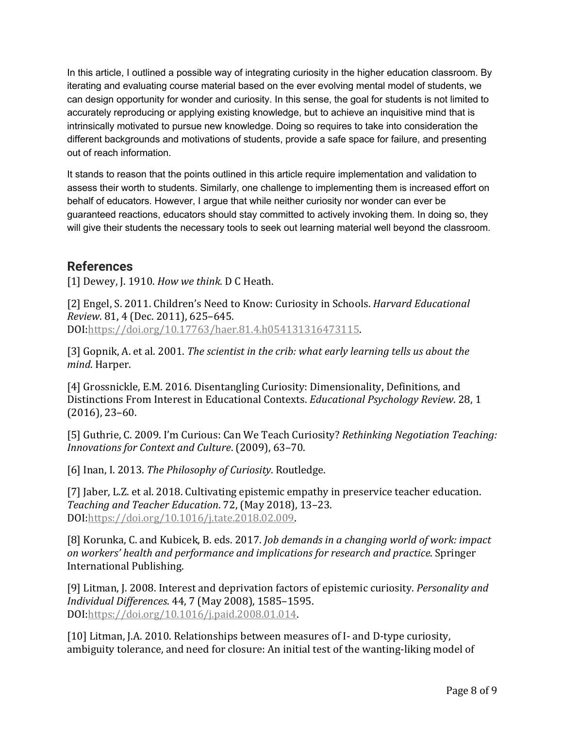In this article, I outlined a possible way of integrating curiosity in the higher education classroom. By iterating and evaluating course material based on the ever evolving mental model of students, we can design opportunity for wonder and curiosity. In this sense, the goal for students is not limited to accurately reproducing or applying existing knowledge, but to achieve an inquisitive mind that is intrinsically motivated to pursue new knowledge. Doing so requires to take into consideration the different backgrounds and motivations of students, provide a safe space for failure, and presenting out of reach information.

It stands to reason that the points outlined in this article require implementation and validation to assess their worth to students. Similarly, one challenge to implementing them is increased effort on behalf of educators. However, I argue that while neither curiosity nor wonder can ever be guaranteed reactions, educators should stay committed to actively invoking them. In doing so, they will give their students the necessary tools to seek out learning material well beyond the classroom.

## References

[1] Dewey, J. 1910. *How we think.* D C Heath.

[2] Engel, S. 2011. Children's Need to Know: Curiosity in Schools. *Harvard Educational Review*. 81, 4 (Dec. 2011), 625–645. DOI:https://doi.org/10.17763/haer.81.4.h054131316473115.

[3] Gopnik, A. et al. 2001. *The scientist in the crib: what early learning tells us about the mind*. Harper.

[4] Grossnickle, E.M. 2016. Disentangling Curiosity: Dimensionality, Definitions, and Distinctions From Interest in Educational Contexts. *Educational Psychology Review*. 28, 1 (2016), 23–60.

[5] Guthrie, C. 2009. I'm Curious: Can We Teach Curiosity? *Rethinking Negotiation Teaching: Innovations for Context and Culture*. (2009), 63–70.

[6] Inan, I. 2013. *The Philosophy of Curiosity*. Routledge.

[7] Jaber, L.Z. et al. 2018. Cultivating epistemic empathy in preservice teacher education. *Teaching and Teacher Education*. 72, (May 2018), 13–23. DOI:https://doi.org/10.1016/j.tate.2018.02.009.

[8] Korunka, C. and Kubicek, B. eds. 2017. *Job demands in a changing world of work: impact on workers' health and performance and implications for research and practice*. Springer International Publishing.

[9] Litman, J. 2008. Interest and deprivation factors of epistemic curiosity. *Personality and Individual Differences*. 44, 7 (May 2008), 1585–1595. DOI:https://doi.org/10.1016/j.paid.2008.01.014.

[10] Litman, J.A. 2010. Relationships between measures of I- and D-type curiosity, ambiguity tolerance, and need for closure: An initial test of the wanting-liking model of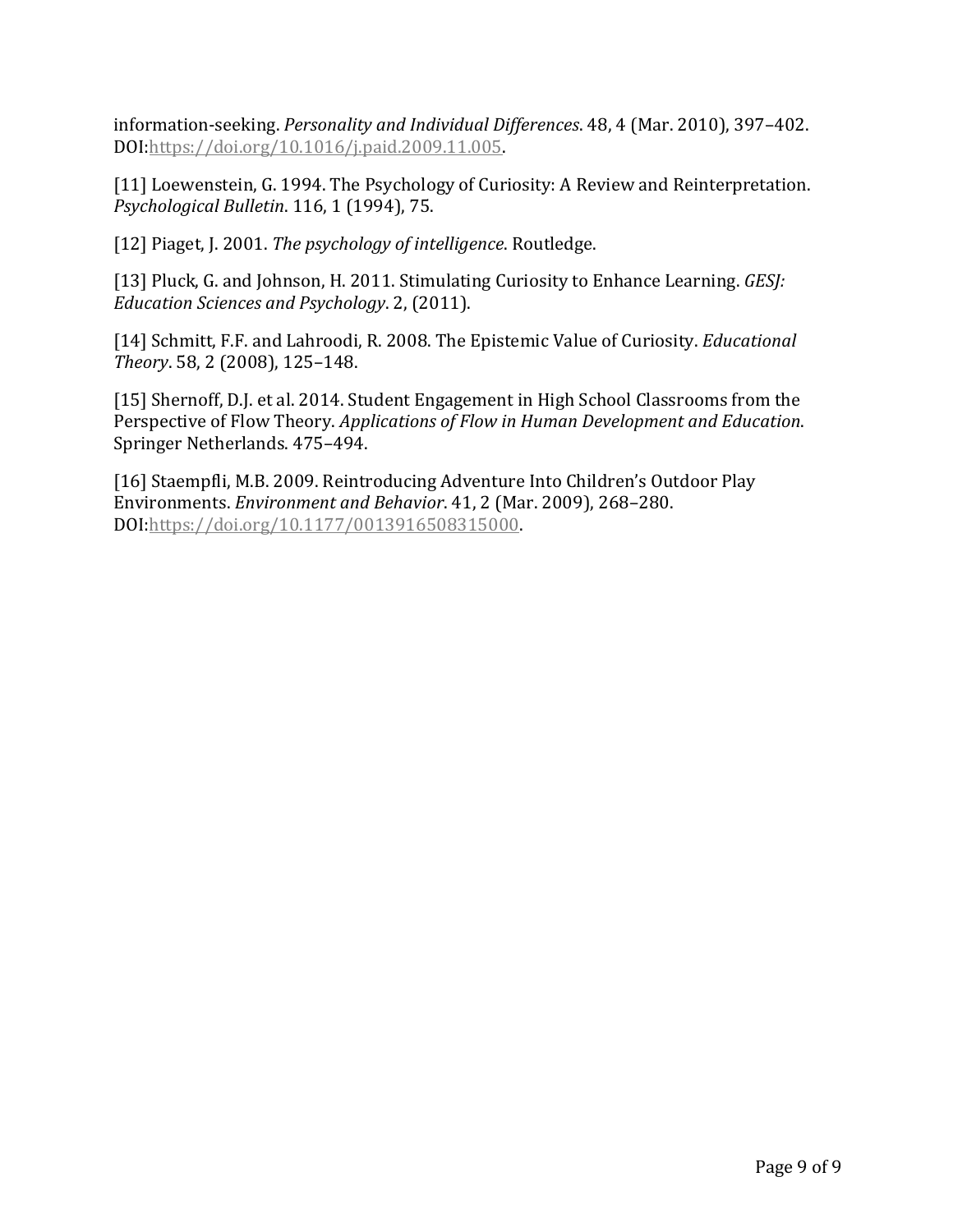information-seeking. *Personality and Individual Differences*. 48, 4 (Mar. 2010), 397–402. DOI:https://doi.org/10.1016/j.paid.2009.11.005.

[11] Loewenstein, G. 1994. The Psychology of Curiosity: A Review and Reinterpretation. *Psychological Bulletin*. 116, 1 (1994), 75.

[12] Piaget, J. 2001. *The psychology of intelligence*. Routledge.

[13] Pluck, G. and Johnson, H. 2011. Stimulating Curiosity to Enhance Learning. *GESJ: Education Sciences and Psychology*. 2, (2011).

[14] Schmitt, F.F. and Lahroodi, R. 2008. The Epistemic Value of Curiosity. *Educational Theory*. 58, 2 (2008), 125–148.

[15] Shernoff, D.J. et al. 2014. Student Engagement in High School Classrooms from the Perspective of Flow Theory. *Applications of Flow in Human Development and Education*. Springer Netherlands. 475–494.

[16] Staempfli, M.B. 2009. Reintroducing Adventure Into Children's Outdoor Play Environments. *Environment and Behavior*. 41, 2 (Mar. 2009), 268–280. DOI:https://doi.org/10.1177/0013916508315000.